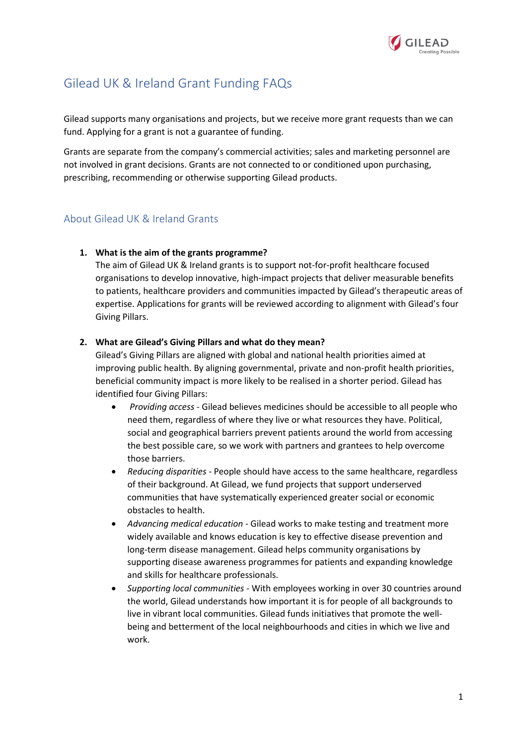# Gilead UK & Ireland Grant Funding FAQs

Gilead supports many organisations and projects, but we receive more grant requests than we can fund. Applying for a grant is not a guarantee of funding.

Grants are separate from the company's commercial activities; sales and marketing personnel are not involved in grant decisions. Grants are not connected to or conditioned upon purchasing, prescribing, recommending or otherwise supporting Gilead products.

## About Gilead UK & Ireland Grants

1. **What is the aim of the grants programme?**
   The aim of Gilead UK & Ireland grants is to support not-for-profit healthcare focused organisations to develop innovative, high-impact projects that deliver measurable benefits to patients, healthcare providers and communities impacted by Gilead's therapeutic areas of expertise. Applications for grants will be reviewed according to alignment with Gilead's four Giving Pillars.

2. **What are Gilead's Giving Pillars and what do they mean?**
   Gilead's Giving Pillars are aligned with global and national health priorities aimed at improving public health. By aligning governmental, private and non-profit health priorities, beneficial community impact is more likely to be realised in a shorter period. Gilead has identified four Giving Pillars:
   - *Providing access* - Gilead believes medicines should be accessible to all people who need them, regardless of where they live or what resources they have. Political, social and geographical barriers prevent patients around the world from accessing the best possible care, so we work with partners and grantees to help overcome those barriers.
   - *Reducing disparities* - People should have access to the same healthcare, regardless of their background. At Gilead, we fund projects that support underserved communities that have systematically experienced greater social or economic obstacles to health.
   - *Advancing medical education* - Gilead works to make testing and treatment more widely available and knows education is key to effective disease prevention and long-term disease management. Gilead helps community organisations by supporting disease awareness programmes for patients and expanding knowledge and skills for healthcare professionals.
   - *Supporting local communities* - With employees working in over 30 countries around the world, Gilead understands how important it is for people of all backgrounds to live in vibrant local communities. Gilead funds initiatives that promote the well-being and betterment of the local neighbourhoods and cities in which we live and work.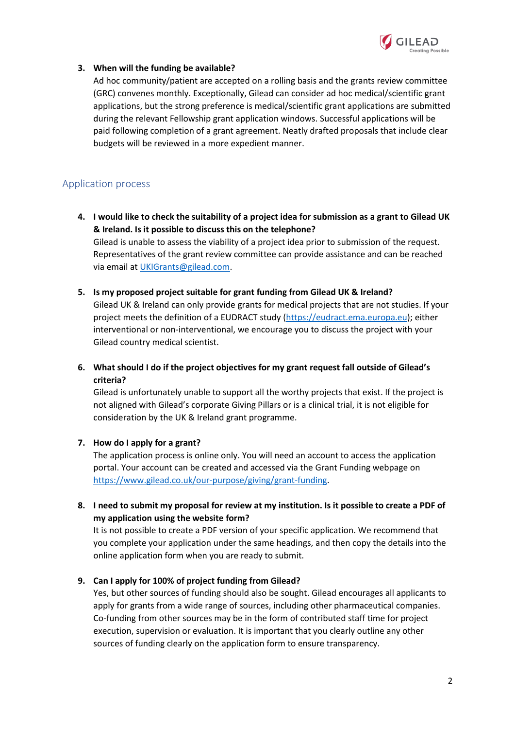3. **When will the funding be available?**
   Ad hoc community/patient are accepted on a rolling basis and the grants review committee (GRC) convenes monthly. Exceptionally, Gilead can consider ad hoc medical/scientific grant applications, but the strong preference is medical/scientific grant applications are submitted during the relevant Fellowship grant application windows. Successful applications will be paid following completion of a grant agreement. Neatly drafted proposals that include clear budgets will be reviewed in a more expedient manner.

## Application process

4. **I would like to check the suitability of a project idea for submission as a grant to Gilead UK & Ireland. Is it possible to discuss this on the telephone?**
   Gilead is unable to assess the viability of a project idea prior to submission of the request. Representatives of the grant review committee can provide assistance and can be reached via email at [UKIGrants@gilead.com](mailto:UKIGrants@gilead.com).

5. **Is my proposed project suitable for grant funding from Gilead UK & Ireland?**
   Gilead UK & Ireland can only provide grants for medical projects that are not studies. If your project meets the definition of a EUDRACT study ([https://eudract.ema.europa.eu](https://eudract.ema.europa.eu)); either interventional or non-interventional, we encourage you to discuss the project with your Gilead country medical scientist.

6. **What should I do if the project objectives for my grant request fall outside of Gilead's criteria?**
   Gilead is unfortunately unable to support all the worthy projects that exist. If the project is not aligned with Gilead's corporate Giving Pillars or is a clinical trial, it is not eligible for consideration by the UK & Ireland grant programme.

7. **How do I apply for a grant?**
   The application process is online only. You will need an account to access the application portal. Your account can be created and accessed via the Grant Funding webpage on [https://www.gilead.co.uk/our-purpose/giving/grant-funding](https://www.gilead.co.uk/our-purpose/giving/grant-funding).

8. **I need to submit my proposal for review at my institution. Is it possible to create a PDF of my application using the website form?**
   It is not possible to create a PDF version of your specific application. We recommend that you complete your application under the same headings, and then copy the details into the online application form when you are ready to submit.

9. **Can I apply for 100% of project funding from Gilead?**
   Yes, but other sources of funding should also be sought. Gilead encourages all applicants to apply for grants from a wide range of sources, including other pharmaceutical companies. Co-funding from other sources may be in the form of contributed staff time for project execution, supervision or evaluation. It is important that you clearly outline any other sources of funding clearly on the application form to ensure transparency.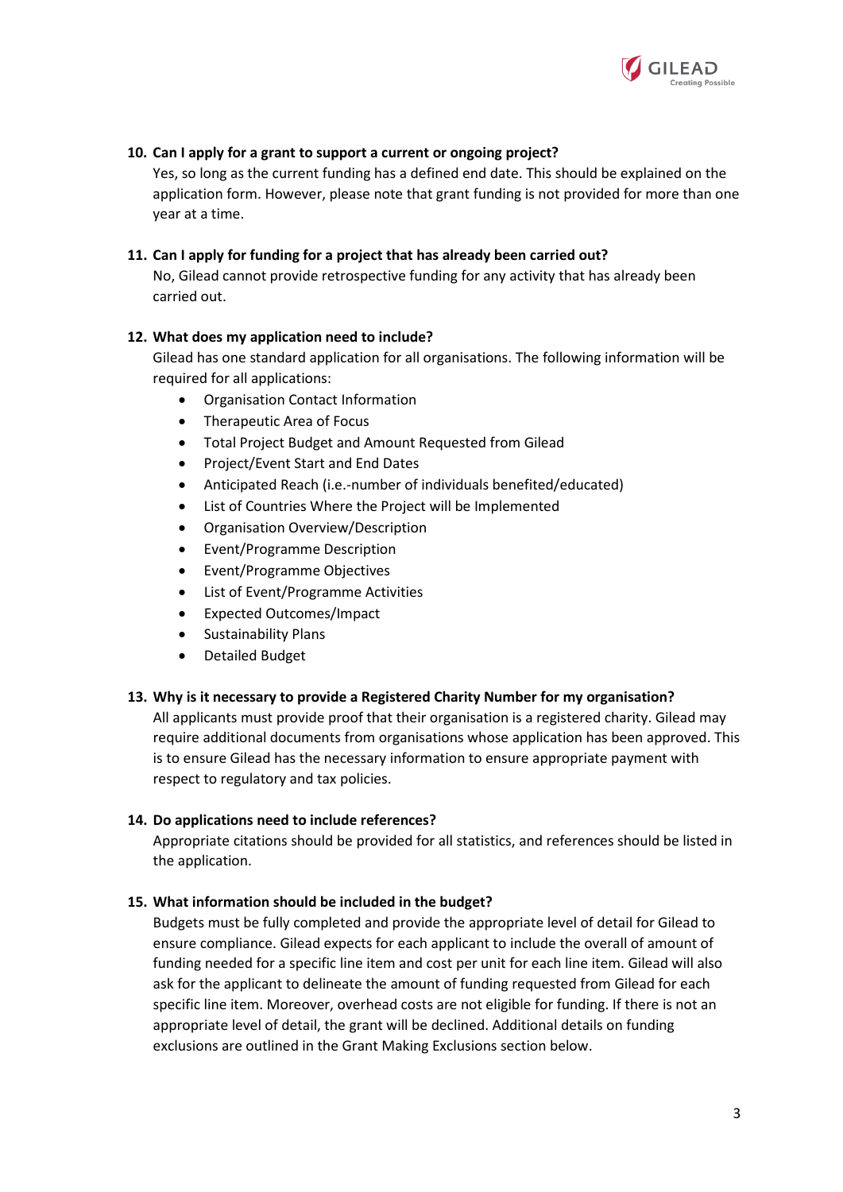**10. Can I apply for a grant to support a current or ongoing project?**

Yes, so long as the current funding has a defined end date. This should be explained on the application form. However, please note that grant funding is not provided for more than one year at a time.

**11. Can I apply for funding for a project that has already been carried out?**

No, Gilead cannot provide retrospective funding for any activity that has already been carried out.

**12. What does my application need to include?**

Gilead has one standard application for all organisations. The following information will be required for all applications:

- Organisation Contact Information
- Therapeutic Area of Focus
- Total Project Budget and Amount Requested from Gilead
- Project/Event Start and End Dates
- Anticipated Reach (i.e.-number of individuals benefited/educated)
- List of Countries Where the Project will be Implemented
- Organisation Overview/Description
- Event/Programme Description
- Event/Programme Objectives
- List of Event/Programme Activities
- Expected Outcomes/Impact
- Sustainability Plans
- Detailed Budget

**13. Why is it necessary to provide a Registered Charity Number for my organisation?**

All applicants must provide proof that their organisation is a registered charity. Gilead may require additional documents from organisations whose application has been approved. This is to ensure Gilead has the necessary information to ensure appropriate payment with respect to regulatory and tax policies.

**14. Do applications need to include references?**

Appropriate citations should be provided for all statistics, and references should be listed in the application.

**15. What information should be included in the budget?**

Budgets must be fully completed and provide the appropriate level of detail for Gilead to ensure compliance. Gilead expects for each applicant to include the overall of amount of funding needed for a specific line item and cost per unit for each line item. Gilead will also ask for the applicant to delineate the amount of funding requested from Gilead for each specific line item. Moreover, overhead costs are not eligible for funding. If there is not an appropriate level of detail, the grant will be declined. Additional details on funding exclusions are outlined in the Grant Making Exclusions section below.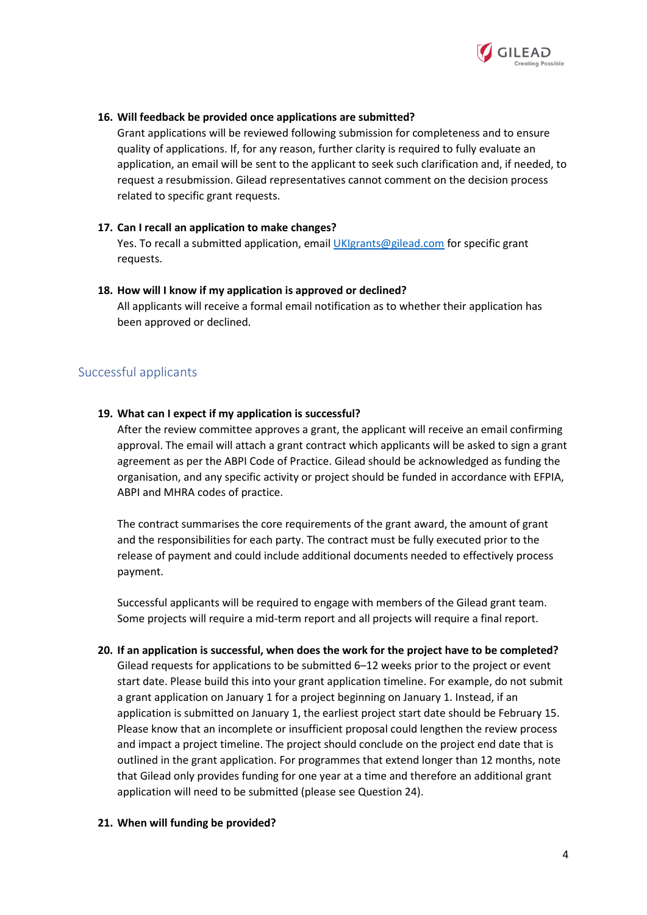16. **Will feedback be provided once applications are submitted?**
    Grant applications will be reviewed following submission for completeness and to ensure quality of applications. If, for any reason, further clarity is required to fully evaluate an application, an email will be sent to the applicant to seek such clarification and, if needed, to request a resubmission. Gilead representatives cannot comment on the decision process related to specific grant requests.

17. **Can I recall an application to make changes?**
    Yes. To recall a submitted application, email [UKIgrants@gilead.com](mailto:UKIgrants@gilead.com) for specific grant requests.

18. **How will I know if my application is approved or declined?**
    All applicants will receive a formal email notification as to whether their application has been approved or declined.

## Successful applicants

19. **What can I expect if my application is successful?**
    After the review committee approves a grant, the applicant will receive an email confirming approval. The email will attach a grant contract which applicants will be asked to sign a grant agreement as per the ABPI Code of Practice. Gilead should be acknowledged as funding the organisation, and any specific activity or project should be funded in accordance with EFPIA, ABPI and MHRA codes of practice.

    The contract summarises the core requirements of the grant award, the amount of grant and the responsibilities for each party. The contract must be fully executed prior to the release of payment and could include additional documents needed to effectively process payment.

    Successful applicants will be required to engage with members of the Gilead grant team. Some projects will require a mid-term report and all projects will require a final report.

20. **If an application is successful, when does the work for the project have to be completed?**
    Gilead requests for applications to be submitted 6–12 weeks prior to the project or event start date. Please build this into your grant application timeline. For example, do not submit a grant application on January 1 for a project beginning on January 1. Instead, if an application is submitted on January 1, the earliest project start date should be February 15. Please know that an incomplete or insufficient proposal could lengthen the review process and impact a project timeline. The project should conclude on the project end date that is outlined in the grant application. For programmes that extend longer than 12 months, note that Gilead only provides funding for one year at a time and therefore an additional grant application will need to be submitted (please see Question 24).

21. **When will funding be provided?**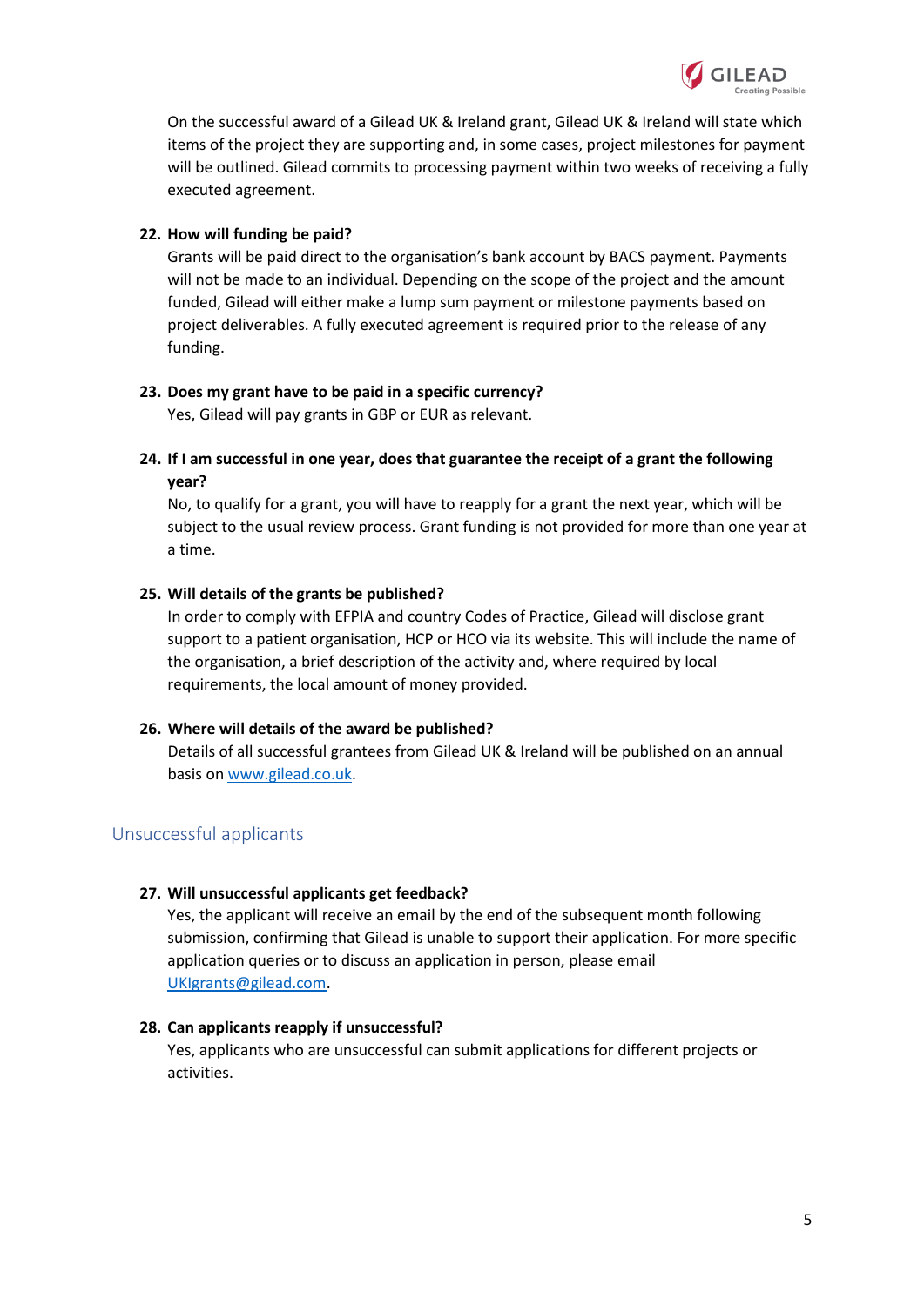On the successful award of a Gilead UK & Ireland grant, Gilead UK & Ireland will state which items of the project they are supporting and, in some cases, project milestones for payment will be outlined. Gilead commits to processing payment within two weeks of receiving a fully executed agreement.

22. **How will funding be paid?**
    Grants will be paid direct to the organisation's bank account by BACS payment. Payments will not be made to an individual. Depending on the scope of the project and the amount funded, Gilead will either make a lump sum payment or milestone payments based on project deliverables. A fully executed agreement is required prior to the release of any funding.

23. **Does my grant have to be paid in a specific currency?**
    Yes, Gilead will pay grants in GBP or EUR as relevant.

24. **If I am successful in one year, does that guarantee the receipt of a grant the following year?**
    No, to qualify for a grant, you will have to reapply for a grant the next year, which will be subject to the usual review process. Grant funding is not provided for more than one year at a time.

25. **Will details of the grants be published?**
    In order to comply with EFPIA and country Codes of Practice, Gilead will disclose grant support to a patient organisation, HCP or HCO via its website. This will include the name of the organisation, a brief description of the activity and, where required by local requirements, the local amount of money provided.

26. **Where will details of the award be published?**
    Details of all successful grantees from Gilead UK & Ireland will be published on an annual basis on [www.gilead.co.uk](www.gilead.co.uk).

## Unsuccessful applicants

27. **Will unsuccessful applicants get feedback?**
    Yes, the applicant will receive an email by the end of the subsequent month following submission, confirming that Gilead is unable to support their application. For more specific application queries or to discuss an application in person, please email [UKIgrants@gilead.com](mailto:UKIgrants@gilead.com).

28. **Can applicants reapply if unsuccessful?**
    Yes, applicants who are unsuccessful can submit applications for different projects or activities.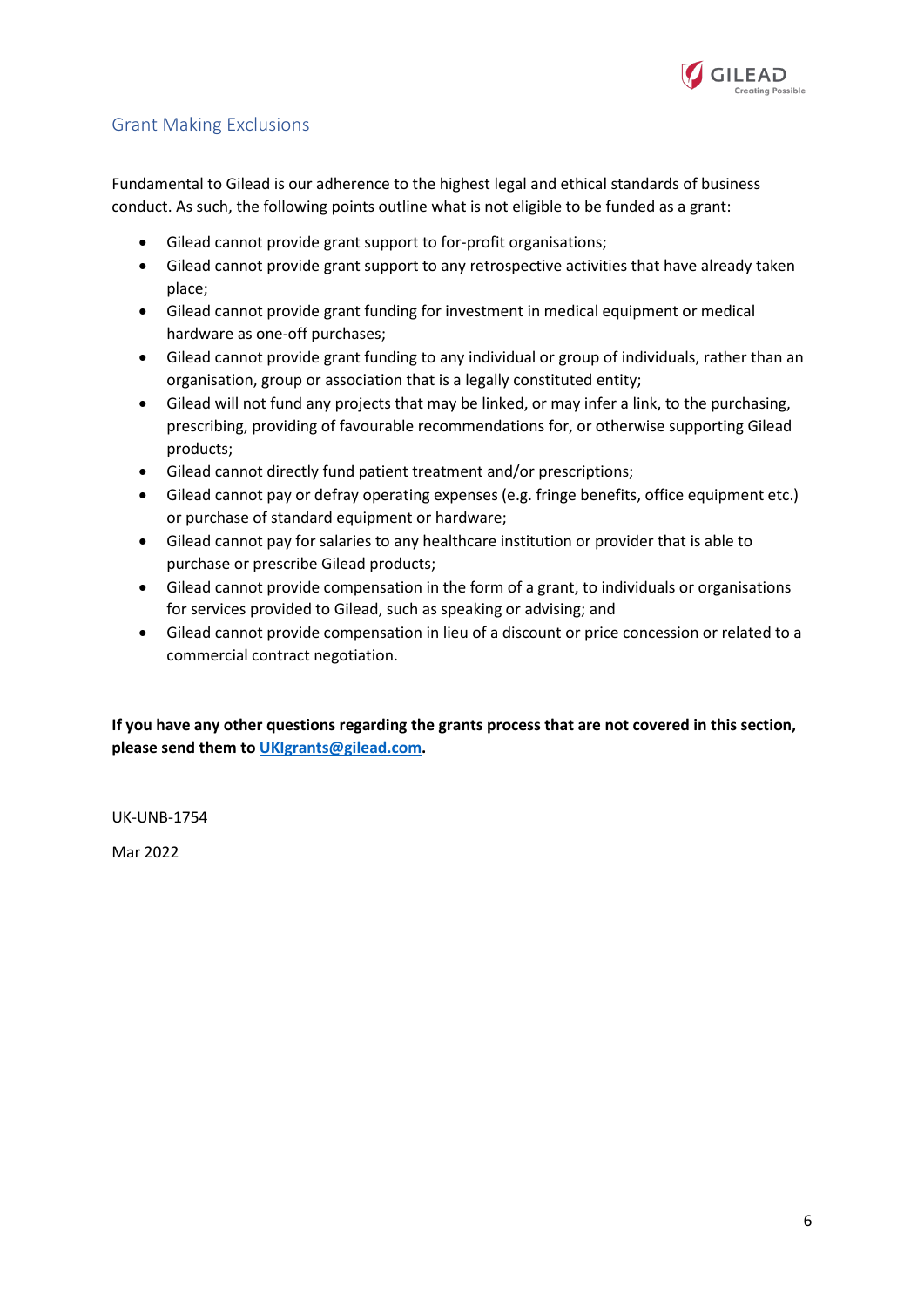## Grant Making Exclusions

Fundamental to Gilead is our adherence to the highest legal and ethical standards of business conduct. As such, the following points outline what is not eligible to be funded as a grant:

- Gilead cannot provide grant support to for-profit organisations;
- Gilead cannot provide grant support to any retrospective activities that have already taken place;
- Gilead cannot provide grant funding for investment in medical equipment or medical hardware as one-off purchases;
- Gilead cannot provide grant funding to any individual or group of individuals, rather than an organisation, group or association that is a legally constituted entity;
- Gilead will not fund any projects that may be linked, or may infer a link, to the purchasing, prescribing, providing of favourable recommendations for, or otherwise supporting Gilead products;
- Gilead cannot directly fund patient treatment and/or prescriptions;
- Gilead cannot pay or defray operating expenses (e.g. fringe benefits, office equipment etc.) or purchase of standard equipment or hardware;
- Gilead cannot pay for salaries to any healthcare institution or provider that is able to purchase or prescribe Gilead products;
- Gilead cannot provide compensation in the form of a grant, to individuals or organisations for services provided to Gilead, such as speaking or advising; and
- Gilead cannot provide compensation in lieu of a discount or price concession or related to a commercial contract negotiation.

**If you have any other questions regarding the grants process that are not covered in this section, please send them to UKIgrants@gilead.com.**

UK-UNB-1754

Mar 2022